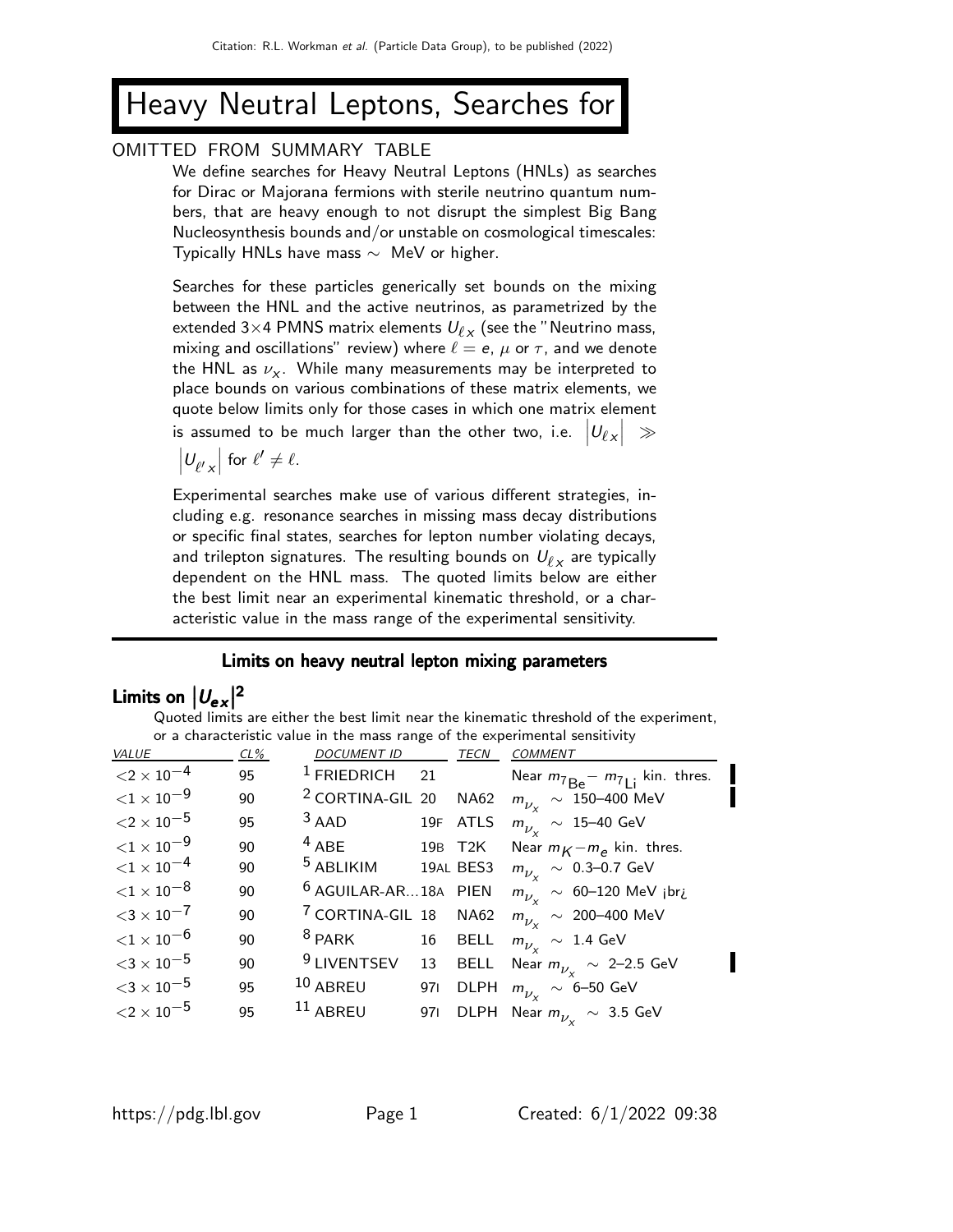# Heavy Neutral Leptons, Searches for

## OMITTED FROM SUMMARY TABLE

We define searches for Heavy Neutral Leptons (HNLs) as searches for Dirac or Majorana fermions with sterile neutrino quantum numbers, that are heavy enough to not disrupt the simplest Big Bang Nucleosynthesis bounds and/or unstable on cosmological timescales: Typically HNLs have mass $\sim$ MeV or higher.

Searches for these particles generically set bounds on the mixing between the HNL and the active neutrinos, as parametrized by the extended 3×4 PMNS matrix elements $U_{\ell x}$ (see the "Neutrino mass, mixing and oscillations" review) where $\ell = e$, $\mu$ or $\tau$, and we denote the HNL as $\nu_x$. While many measurements may be interpreted to place bounds on various combinations of these matrix elements, we quote below limits only for those cases in which one matrix element is assumed to be much larger than the other two, i.e. $\left|U_{\ell x}\right| \gg \left|U_{\ell' x}\right|$ for $\ell' \neq \ell$.

Experimental searches make use of various different strategies, including e.g. resonance searches in missing mass decay distributions or specific final states, searches for lepton number violating decays, and trilepton signatures. The resulting bounds on $U_{\ell x}$ are typically dependent on the HNL mass. The quoted limits below are either the best limit near an experimental kinematic threshold, or a characteristic value in the mass range of the experimental sensitivity.

### Limits on heavy neutral lepton mixing parameters

### Limits on $\left|U_{ex}\right|^2$

Quoted limits are either the best limit near the kinematic threshold of the experiment, or a characteristic value in the mass range of the experimental sensitivity

| VALUE | CL% | DOCUMENT ID | | TECN | COMMENT |
|---|---|---|---|---|---|
| $<2 \times 10^{-4}$ | 95 | [1] FRIEDRICH | 21 | | Near $m_{^7\mathrm{Be}} - m_{^7\mathrm{Li}}$ kin. thres. |
| $<1 \times 10^{-9}$ | 90 | [2] CORTINA-GIL | 20 | NA62 | $m_{\nu_x} \sim$ 150–400 MeV |
| $<2 \times 10^{-5}$ | 95 | [3] AAD | 19F | ATLS | $m_{\nu_x} \sim$ 15–40 GeV |
| $<1 \times 10^{-9}$ | 90 | [4] ABE | 19B | T2K | Near $m_K - m_e$ kin. thres. |
| $<1 \times 10^{-4}$ | 90 | [5] ABLIKIM | 19AL | BES3 | $m_{\nu_x} \sim$ 0.3–0.7 GeV |
| $<1 \times 10^{-8}$ | 90 | [6] AGUILAR-AR... | 18A | PIEN | $m_{\nu_x} \sim$ 60–120 MeV ¡br¿ |
| $<3 \times 10^{-7}$ | 90 | [7] CORTINA-GIL | 18 | NA62 | $m_{\nu_x} \sim$ 200–400 MeV |
| $<1 \times 10^{-6}$ | 90 | [8] PARK | 16 | BELL | $m_{\nu_x} \sim$ 1.4 GeV |
| $<3 \times 10^{-5}$ | 90 | [9] LIVENTSEV | 13 | BELL | Near $m_{\nu_x} \sim$ 2–2.5 GeV |
| $<3 \times 10^{-5}$ | 95 | [10] ABREU | 97I | DLPH | $m_{\nu_x} \sim$ 6–50 GeV |
| $<2 \times 10^{-5}$ | 95 | [11] ABREU | 97I | DLPH | Near $m_{\nu_x} \sim$ 3.5 GeV |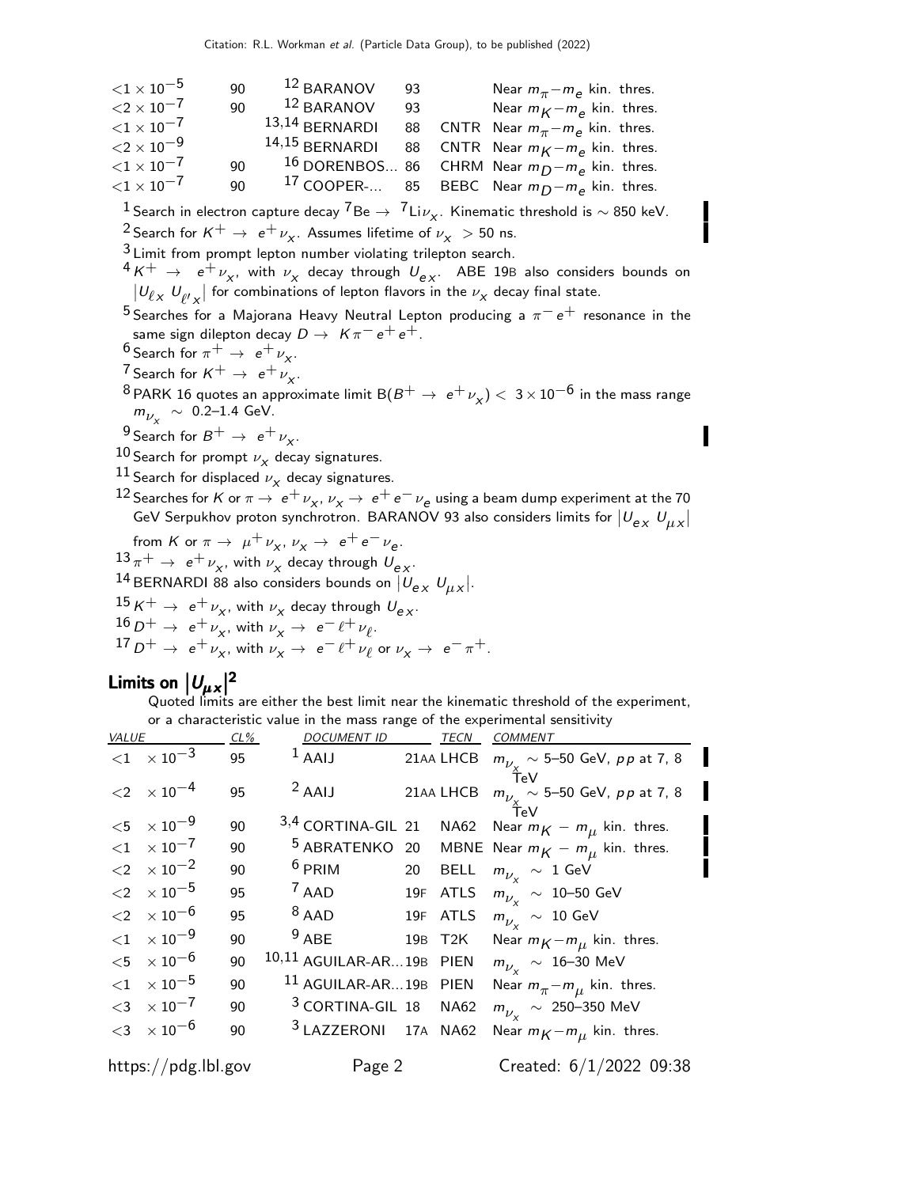| | | | | | |
|---|---|---|---|---|---|
| $<1 \times 10^{-5}$ | 90 | [12] BARANOV | 93 | | Near $m_\pi - m_e$ kin. thres. |
| $<2 \times 10^{-7}$ | 90 | [12] BARANOV | 93 | | Near $m_K - m_e$ kin. thres. |
| $<1 \times 10^{-7}$ | | [13,14] BERNARDI | 88 | CNTR | Near $m_\pi - m_e$ kin. thres. |
| $<2 \times 10^{-9}$ | | [14,15] BERNARDI | 88 | CNTR | Near $m_K - m_e$ kin. thres. |
| $<1 \times 10^{-7}$ | 90 | [16] DORENBOS... | 86 | CHRM | Near $m_D - m_e$ kin. thres. |
| $<1 \times 10^{-7}$ | 90 | [17] COOPER-... | 85 | BEBC | Near $m_D - m_e$ kin. thres. |

[1] Search in electron capture decay $^7\text{Be} \rightarrow\ ^7\text{Li}\nu_x$. Kinematic threshold is $\sim$ 850 keV.

[2] Search for $K^+ \rightarrow e^+\nu_x$. Assumes lifetime of $\nu_x > 50$ ns.

[3] Limit from prompt lepton number violating trilepton search.

[4] $K^+ \rightarrow e^+\nu_x$, with $\nu_x$ decay through $U_{ex}$. ABE 19B also considers bounds on $|U_{\ell x}\, U_{\ell' x}|$ for combinations of lepton flavors in the $\nu_x$ decay final state.

[5] Searches for a Majorana Heavy Neutral Lepton producing a $\pi^- e^+$ resonance in the same sign dilepton decay $D \rightarrow K\pi^- e^+ e^+$.

[6] Search for $\pi^+ \rightarrow e^+\nu_x$.

[7] Search for $K^+ \rightarrow e^+\nu_x$.

[8] PARK 16 quotes an approximate limit $B(B^+ \rightarrow e^+\nu_x) < 3 \times 10^{-6}$ in the mass range $m_{\nu_x} \sim$ 0.2–1.4 GeV.

[9] Search for $B^+ \rightarrow e^+\nu_x$.

[10] Search for prompt $\nu_x$ decay signatures.

[11] Search for displaced $\nu_x$ decay signatures.

[12] Searches for $K$ or $\pi \rightarrow e^+\nu_x$, $\nu_x \rightarrow e^+e^-\nu_e$ using a beam dump experiment at the 70 GeV Serpukhov proton synchrotron. BARANOV 93 also considers limits for $|U_{ex}\, U_{\mu x}|$ from $K$ or $\pi \rightarrow \mu^+\nu_x$, $\nu_x \rightarrow e^+e^-\nu_e$.

[13] $\pi^+ \rightarrow e^+\nu_x$, with $\nu_x$ decay through $U_{ex}$.

[14] BERNARDI 88 also considers bounds on $|U_{ex}\, U_{\mu x}|$.

[15] $K^+ \rightarrow e^+\nu_x$, with $\nu_x$ decay through $U_{ex}$.

[16] $D^+ \rightarrow e^+\nu_x$, with $\nu_x \rightarrow e^-\ell^+\nu_\ell$.

[17] $D^+ \rightarrow e^+\nu_x$, with $\nu_x \rightarrow e^-\ell^+\nu_\ell$ or $\nu_x \rightarrow e^-\pi^+$.

## Limits on $|U_{\mu x}|^2$

Quoted limits are either the best limit near the kinematic threshold of the experiment, or a characteristic value in the mass range of the experimental sensitivity

| VALUE | CL% | DOCUMENT ID | | TECN | COMMENT |
|---|---|---|---|---|---|
| $<1 \times 10^{-3}$ | 95 | [1] AAIJ | 21AA | LHCB | $m_{\nu_x} \sim$ 5–50 GeV, $pp$ at 7, 8 TeV |
| $<2 \times 10^{-4}$ | 95 | [2] AAIJ | 21AA | LHCB | $m_{\nu_x} \sim$ 5–50 GeV, $pp$ at 7, 8 TeV |
| $<5 \times 10^{-9}$ | 90 | [3,4] CORTINA-GIL | 21 | NA62 | Near $m_K - m_\mu$ kin. thres. |
| $<1 \times 10^{-7}$ | 90 | [5] ABRATENKO | 20 | MBNE | Near $m_K - m_\mu$ kin. thres. |
| $<2 \times 10^{-2}$ | 90 | [6] PRIM | 20 | BELL | $m_{\nu_x} \sim$ 1 GeV |
| $<2 \times 10^{-5}$ | 95 | [7] AAD | 19F | ATLS | $m_{\nu_x} \sim$ 10–50 GeV |
| $<2 \times 10^{-6}$ | 95 | [8] AAD | 19F | ATLS | $m_{\nu_x} \sim$ 10 GeV |
| $<1 \times 10^{-9}$ | 90 | [9] ABE | 19B | T2K | Near $m_K - m_\mu$ kin. thres. |
| $<5 \times 10^{-6}$ | 90 | [10,11] AGUILAR-AR... | 19B | PIEN | $m_{\nu_x} \sim$ 16–30 MeV |
| $<1 \times 10^{-5}$ | 90 | [11] AGUILAR-AR... | 19B | PIEN | Near $m_\pi - m_\mu$ kin. thres. |
| $<3 \times 10^{-7}$ | 90 | [3] CORTINA-GIL | 18 | NA62 | $m_{\nu_x} \sim$ 250–350 MeV |
| $<3 \times 10^{-6}$ | 90 | [3] LAZZERONI | 17A | NA62 | Near $m_K - m_\mu$ kin. thres. |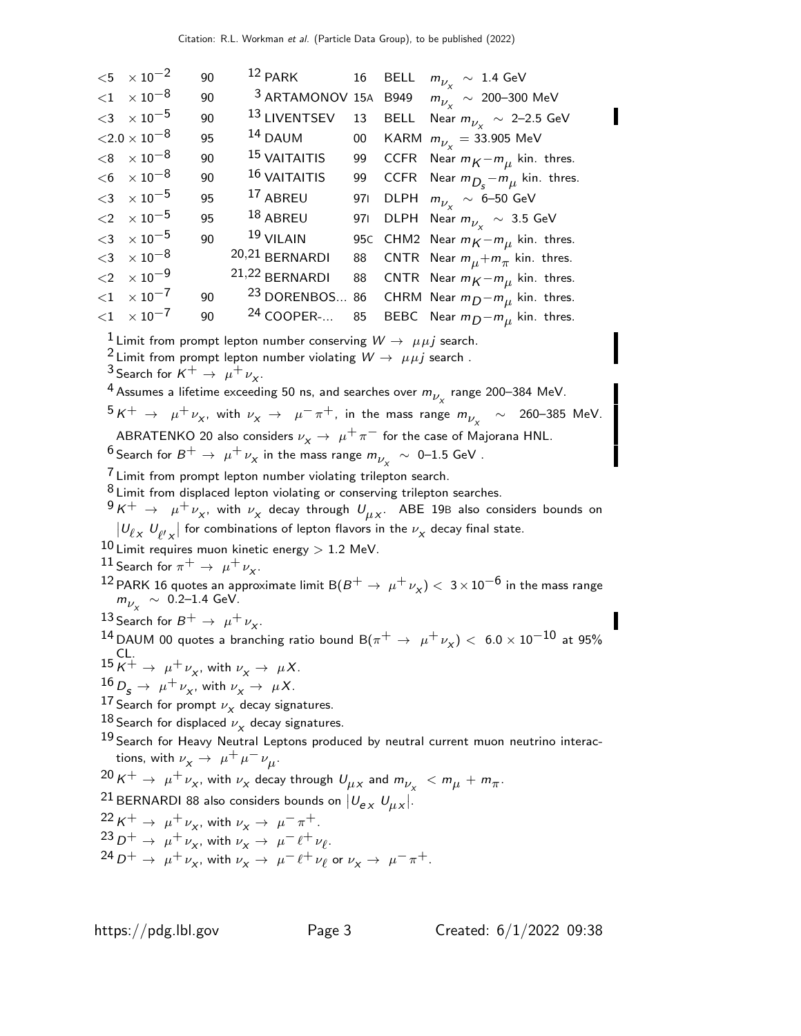| VALUE | CL% | DOCUMENT ID | | TECN | COMMENT |
|---|---|---|---|---|---|
| $<5 \times 10^{-2}$ | 90 | [12] PARK | 16 | BELL | $m_{\nu_x} \sim$ 1.4 GeV |
| $<1 \times 10^{-8}$ | 90 | [3] ARTAMONOV | 15A | B949 | $m_{\nu_x} \sim$ 200–300 MeV |
| $<3 \times 10^{-5}$ | 90 | [13] LIVENTSEV | 13 | BELL | Near $m_{\nu_x} \sim$ 2–2.5 GeV |
| $<2.0 \times 10^{-8}$ | 95 | [14] DAUM | 00 | KARM | $m_{\nu_x}$ = 33.905 MeV |
| $<8 \times 10^{-8}$ | 90 | [15] VAITAITIS | 99 | CCFR | Near $m_K - m_\mu$ kin. thres. |
| $<6 \times 10^{-8}$ | 90 | [16] VAITAITIS | 99 | CCFR | Near $m_{D_s} - m_\mu$ kin. thres. |
| $<3 \times 10^{-5}$ | 95 | [17] ABREU | 97I | DLPH | $m_{\nu_x} \sim$ 6–50 GeV |
| $<2 \times 10^{-5}$ | 95 | [18] ABREU | 97I | DLPH | Near $m_{\nu_x} \sim$ 3.5 GeV |
| $<3 \times 10^{-5}$ | 90 | [19] VILAIN | 95C | CHM2 | Near $m_K - m_\mu$ kin. thres. |
| $<3 \times 10^{-8}$ | | [20,21] BERNARDI | 88 | CNTR | Near $m_\mu + m_\pi$ kin. thres. |
| $<2 \times 10^{-9}$ | | [21,22] BERNARDI | 88 | CNTR | Near $m_K - m_\mu$ kin. thres. |
| $<1 \times 10^{-7}$ | 90 | [23] DORENBOS... | 86 | CHRM | Near $m_D - m_\mu$ kin. thres. |
| $<1 \times 10^{-7}$ | 90 | [24] COOPER-... | 85 | BEBC | Near $m_D - m_\mu$ kin. thres. |

[1] Limit from prompt lepton number conserving $W \to \mu \mu j$ search.

[2] Limit from prompt lepton number violating $W \to \mu \mu j$ search .

[3] Search for $K^+ \to \mu^+ \nu_x$.

[4] Assumes a lifetime exceeding 50 ns, and searches over $m_{\nu_x}$ range 200–384 MeV.

[5] $K^+ \to \mu^+ \nu_x$, with $\nu_x \to \mu^- \pi^+$, in the mass range $m_{\nu_x} \sim$ 260–385 MeV. ABRATENKO 20 also considers $\nu_x \to \mu^+ \pi^-$ for the case of Majorana HNL.

[6] Search for $B^+ \to \mu^+ \nu_x$ in the mass range $m_{\nu_x} \sim$ 0–1.5 GeV .

[7] Limit from prompt lepton number violating trilepton search.

[8] Limit from displaced lepton violating or conserving trilepton searches.

[9] $K^+ \to \mu^+ \nu_x$, with $\nu_x$ decay through $U_{\mu x}$. ABE 19B also considers bounds on $|U_{\ell x}\, U_{\ell' x}|$ for combinations of lepton flavors in the $\nu_x$ decay final state.

[10] Limit requires muon kinetic energy > 1.2 MeV.

[11] Search for $\pi^+ \to \mu^+ \nu_x$.

[12] PARK 16 quotes an approximate limit B($B^+ \to \mu^+ \nu_x$) $< 3 \times 10^{-6}$ in the mass range $m_{\nu_x} \sim$ 0.2–1.4 GeV.

[13] Search for $B^+ \to \mu^+ \nu_x$.

[14] DAUM 00 quotes a branching ratio bound B($\pi^+ \to \mu^+ \nu_x$) $< 6.0 \times 10^{-10}$ at 95% CL.

[15] $K^+ \to \mu^+ \nu_x$, with $\nu_x \to \mu X$.

[16] $D_s \to \mu^+ \nu_x$, with $\nu_x \to \mu X$.

[17] Search for prompt $\nu_x$ decay signatures.

[18] Search for displaced $\nu_x$ decay signatures.

[19] Search for Heavy Neutral Leptons produced by neutral current muon neutrino interactions, with $\nu_x \to \mu^+ \mu^- \nu_\mu$.

[20] $K^+ \to \mu^+ \nu_x$, with $\nu_x$ decay through $U_{\mu x}$ and $m_{\nu_x} < m_\mu + m_\pi$.

[21] BERNARDI 88 also considers bounds on $|U_{e x}\, U_{\mu x}|$.

[22] $K^+ \to \mu^+ \nu_x$, with $\nu_x \to \mu^- \pi^+$.

[23] $D^+ \to \mu^+ \nu_x$, with $\nu_x \to \mu^- \ell^+ \nu_\ell$.

[24] $D^+ \to \mu^+ \nu_x$, with $\nu_x \to \mu^- \ell^+ \nu_\ell$ or $\nu_x \to \mu^- \pi^+$.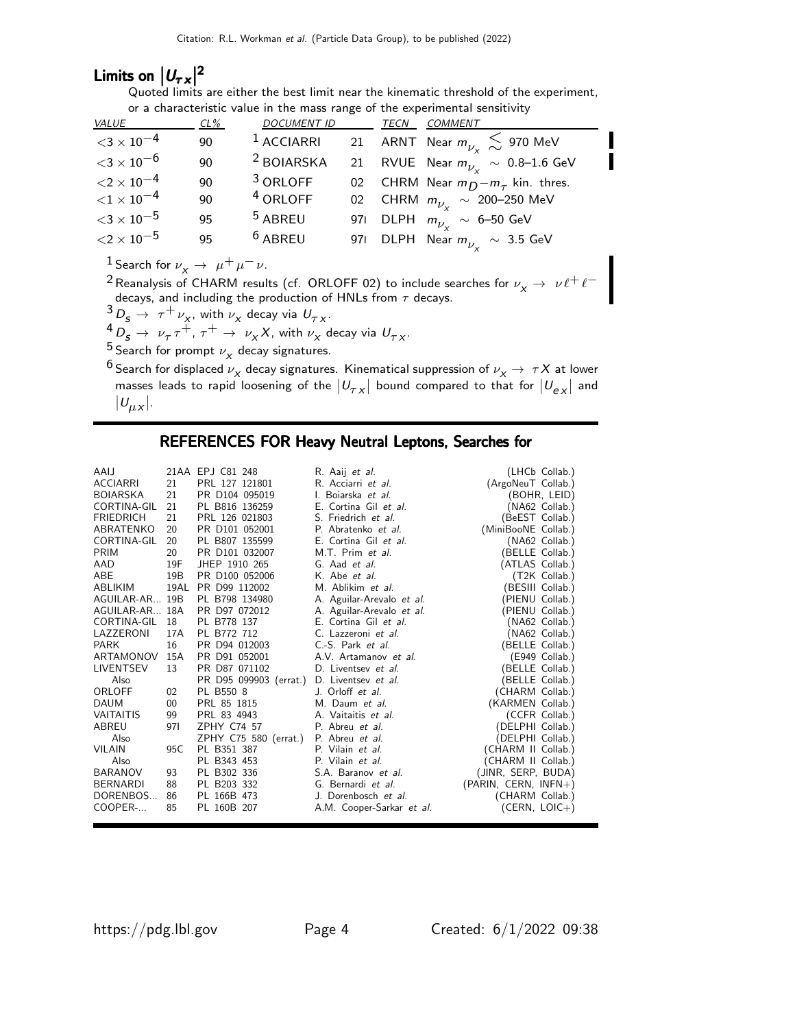## Limits on $|U_{\tau x}|^2$

Quoted limits are either the best limit near the kinematic threshold of the experiment, or a characteristic value in the mass range of the experimental sensitivity

| VALUE | CL% | DOCUMENT ID | | TECN | COMMENT |
|---|---|---|---|---|---|
| $<3\times10^{-4}$ | 90 | [1] ACCIARRI | 21 | ARNT | Near $m_{\nu_x} \lesssim$ 970 MeV |
| $<3\times10^{-6}$ | 90 | [2] BOIARSKA | 21 | RVUE | Near $m_{\nu_x} \sim$ 0.8–1.6 GeV |
| $<2\times10^{-4}$ | 90 | [3] ORLOFF | 02 | CHRM | Near $m_D - m_\tau$ kin. thres. |
| $<1\times10^{-4}$ | 90 | [4] ORLOFF | 02 | CHRM | $m_{\nu_x} \sim$ 200–250 MeV |
| $<3\times10^{-5}$ | 95 | [5] ABREU | 97I | DLPH | $m_{\nu_x} \sim$ 6–50 GeV |
| $<2\times10^{-5}$ | 95 | [6] ABREU | 97I | DLPH | Near $m_{\nu_x} \sim$ 3.5 GeV |

[1] Search for $\nu_x \to \mu^+\mu^-\nu$.

[2] Reanalysis of CHARM results (cf. ORLOFF 02) to include searches for $\nu_x \to \nu\ell^+\ell^-$ decays, and including the production of HNLs from $\tau$ decays.

[3] $D_s \to \tau^+\nu_x$, with $\nu_x$ decay via $U_{\tau x}$.

[4] $D_s \to \nu_\tau\tau^+$, $\tau^+ \to \nu_x X$, with $\nu_x$ decay via $U_{\tau x}$.

[5] Search for prompt $\nu_x$ decay signatures.

[6] Search for displaced $\nu_x$ decay signatures. Kinematical suppression of $\nu_x \to \tau X$ at lower masses leads to rapid loosening of the $|U_{\tau x}|$ bound compared to that for $|U_{ex}|$ and $|U_{\mu x}|$.

## REFERENCES FOR Heavy Neutral Leptons, Searches for

| | | | | |
|---|---|---|---|---|
| AAIJ | 21AA | EPJ C81 248 | R. Aaij *et al.* | (LHCb Collab.) |
| ACCIARRI | 21 | PRL 127 121801 | R. Acciarri *et al.* | (ArgoNeuT Collab.) |
| BOIARSKA | 21 | PR D104 095019 | I. Boiarska *et al.* | (BOHR, LEID) |
| CORTINA-GIL | 21 | PL B816 136259 | E. Cortina Gil *et al.* | (NA62 Collab.) |
| FRIEDRICH | 21 | PRL 126 021803 | S. Friedrich *et al.* | (BeEST Collab.) |
| ABRATENKO | 20 | PR D101 052001 | P. Abratenko *et al.* | (MiniBooNE Collab.) |
| CORTINA-GIL | 20 | PL B807 135599 | E. Cortina Gil *et al.* | (NA62 Collab.) |
| PRIM | 20 | PR D101 032007 | M.T. Prim *et al.* | (BELLE Collab.) |
| AAD | 19F | JHEP 1910 265 | G. Aad *et al.* | (ATLAS Collab.) |
| ABE | 19B | PR D100 052006 | K. Abe *et al.* | (T2K Collab.) |
| ABLIKIM | 19AL | PR D99 112002 | M. Ablikim *et al.* | (BESIII Collab.) |
| AGUILAR-AR... | 19B | PL B798 134980 | A. Aguilar-Arevalo *et al.* | (PIENU Collab.) |
| AGUILAR-AR... | 18A | PR D97 072012 | A. Aguilar-Arevalo *et al.* | (PIENU Collab.) |
| CORTINA-GIL | 18 | PL B778 137 | E. Cortina Gil *et al.* | (NA62 Collab.) |
| LAZZERONI | 17A | PL B772 712 | C. Lazzeroni *et al.* | (NA62 Collab.) |
| PARK | 16 | PR D94 012003 | C.-S. Park *et al.* | (BELLE Collab.) |
| ARTAMONOV | 15A | PR D91 052001 | A.V. Artamanov *et al.* | (E949 Collab.) |
| LIVENTSEV | 13 | PR D87 071102 | D. Liventsev *et al.* | (BELLE Collab.) |
| Also | | PR D95 099903 (errat.) | D. Liventsev *et al.* | (BELLE Collab.) |
| ORLOFF | 02 | PL B550 8 | J. Orloff *et al.* | (CHARM Collab.) |
| DAUM | 00 | PRL 85 1815 | M. Daum *et al.* | (KARMEN Collab.) |
| VAITAITIS | 99 | PRL 83 4943 | A. Vaitaitis *et al.* | (CCFR Collab.) |
| ABREU | 97I | ZPHY C74 57 | P. Abreu *et al.* | (DELPHI Collab.) |
| Also | | ZPHY C75 580 (errat.) | P. Abreu *et al.* | (DELPHI Collab.) |
| VILAIN | 95C | PL B351 387 | P. Vilain *et al.* | (CHARM II Collab.) |
| Also | | PL B343 453 | P. Vilain *et al.* | (CHARM II Collab.) |
| BARANOV | 93 | PL B302 336 | S.A. Baranov *et al.* | (JINR, SERP, BUDA) |
| BERNARDI | 88 | PL B203 332 | G. Bernardi *et al.* | (PARIN, CERN, INFN+) |
| DORENBOS... | 86 | PL 166B 473 | J. Dorenbosch *et al.* | (CHARM Collab.) |
| COOPER-... | 85 | PL 160B 207 | A.M. Cooper-Sarkar *et al.* | (CERN, LOIC+) |